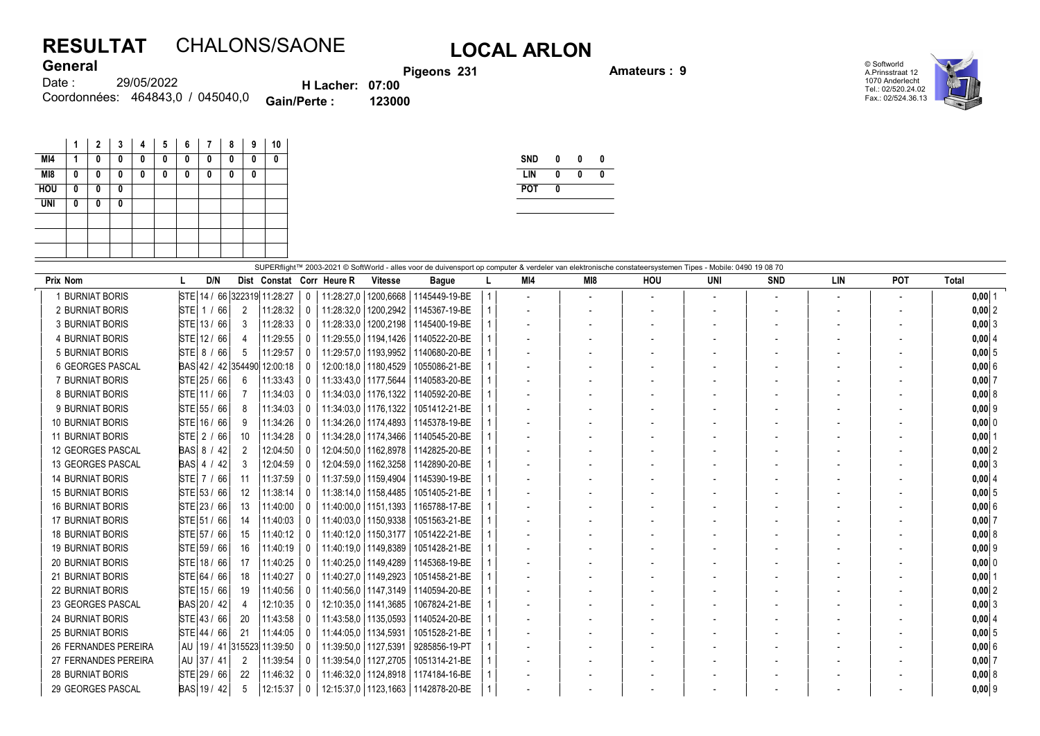# RESULTAT CHALONS/SAONE

## LOCAL ARLON

**General**

Date : 29/05/2022

Coordonnées: 464843,0 / 045040,0

**Pigeons 231**

**H Lacher: 07:00**

**Gain/Perte : 123000**

**Amateurs : 9**

© Softworld
A.Prinsstraat 12
1070 Anderlecht
Tel.: 02/520.24.02
Fax.: 02/524.36.13

| | 1 | 2 | 3 | 4 | 5 | 6 | 7 | 8 | 9 | 10 |
|---|---|---|---|---|---|---|---|---|---|---|
| MI4 | 1 | 0 | 0 | 0 | 0 | 0 | 0 | 0 | 0 | 0 |
| MI8 | 0 | 0 | 0 | 0 | 0 | 0 | 0 | 0 | 0 | |
| HOU | 0 | 0 | 0 | | | | | | | |
| UNI | 0 | 0 | 0 | | | | | | | |

| | | | |
|---|---|---|---|
| SND | 0 | 0 | 0 |
| LIN | 0 | 0 | 0 |
| POT | 0 | | |

SUPERflight™ 2003-2021 © SoftWorld - alles voor de duivensport op computer & verdeler van elektronische constateersystemen Tipes - Mobile: 0490 19 08 70

| Prix | Nom | L | D/N | Dist | Constat | Corr | Heure R | Vitesse | Bague | L | MI4 | MI8 | HOU | UNI | SND | LIN | POT | Total | |
|---|---|---|---|---|---|---|---|---|---|---|---|---|---|---|---|---|---|---|---|
| 1 | BURNIAT BORIS | STE | 14 / 66 | 322319 | 11:28:27 | 0 | 11:28:27,0 | 1200,6668 | 1145449-19-BE | 1 | - | - | - | - | - | - | - | 0,00 | 1 |
| 2 | BURNIAT BORIS | STE | 1 / 66 | 2 | 11:28:32 | 0 | 11:28:32,0 | 1200,2942 | 1145367-19-BE | 1 | - | - | - | - | - | - | - | 0,00 | 2 |
| 3 | BURNIAT BORIS | STE | 13 / 66 | 3 | 11:28:33 | 0 | 11:28:33,0 | 1200,2198 | 1145400-19-BE | 1 | - | - | - | - | - | - | - | 0,00 | 3 |
| 4 | BURNIAT BORIS | STE | 12 / 66 | 4 | 11:29:55 | 0 | 11:29:55,0 | 1194,1426 | 1140522-20-BE | 1 | - | - | - | - | - | - | - | 0,00 | 4 |
| 5 | BURNIAT BORIS | STE | 8 / 66 | 5 | 11:29:57 | 0 | 11:29:57,0 | 1193,9952 | 1140680-20-BE | 1 | - | - | - | - | - | - | - | 0,00 | 5 |
| 6 | GEORGES PASCAL | BAS | 42 / 42 | 354490 | 12:00:18 | 0 | 12:00:18,0 | 1180,4529 | 1055086-21-BE | 1 | - | - | - | - | - | - | - | 0,00 | 6 |
| 7 | BURNIAT BORIS | STE | 25 / 66 | 6 | 11:33:43 | 0 | 11:33:43,0 | 1177,5644 | 1140583-20-BE | 1 | - | - | - | - | - | - | - | 0,00 | 7 |
| 8 | BURNIAT BORIS | STE | 11 / 66 | 7 | 11:34:03 | 0 | 11:34:03,0 | 1176,1322 | 1140592-20-BE | 1 | - | - | - | - | - | - | - | 0,00 | 8 |
| 9 | BURNIAT BORIS | STE | 55 / 66 | 8 | 11:34:03 | 0 | 11:34:03,0 | 1176,1322 | 1051412-21-BE | 1 | - | - | - | - | - | - | - | 0,00 | 9 |
| 10 | BURNIAT BORIS | STE | 16 / 66 | 9 | 11:34:26 | 0 | 11:34:26,0 | 1174,4893 | 1145378-19-BE | 1 | - | - | - | - | - | - | - | 0,00 | 0 |
| 11 | BURNIAT BORIS | STE | 2 / 66 | 10 | 11:34:28 | 0 | 11:34:28,0 | 1174,3466 | 1140545-20-BE | 1 | - | - | - | - | - | - | - | 0,00 | 1 |
| 12 | GEORGES PASCAL | BAS | 8 / 42 | 2 | 12:04:50 | 0 | 12:04:50,0 | 1162,8978 | 1142825-20-BE | 1 | - | - | - | - | - | - | - | 0,00 | 2 |
| 13 | GEORGES PASCAL | BAS | 4 / 42 | 3 | 12:04:59 | 0 | 12:04:59,0 | 1162,3258 | 1142890-20-BE | 1 | - | - | - | - | - | - | - | 0,00 | 3 |
| 14 | BURNIAT BORIS | STE | 7 / 66 | 11 | 11:37:59 | 0 | 11:37:59,0 | 1159,4904 | 1145390-19-BE | 1 | - | - | - | - | - | - | - | 0,00 | 4 |
| 15 | BURNIAT BORIS | STE | 53 / 66 | 12 | 11:38:14 | 0 | 11:38:14,0 | 1158,4485 | 1051405-21-BE | 1 | - | - | - | - | - | - | - | 0,00 | 5 |
| 16 | BURNIAT BORIS | STE | 23 / 66 | 13 | 11:40:00 | 0 | 11:40:00,0 | 1151,1393 | 1165788-17-BE | 1 | - | - | - | - | - | - | - | 0,00 | 6 |
| 17 | BURNIAT BORIS | STE | 51 / 66 | 14 | 11:40:03 | 0 | 11:40:03,0 | 1150,9338 | 1051563-21-BE | 1 | - | - | - | - | - | - | - | 0,00 | 7 |
| 18 | BURNIAT BORIS | STE | 57 / 66 | 15 | 11:40:12 | 0 | 11:40:12,0 | 1150,3177 | 1051422-21-BE | 1 | - | - | - | - | - | - | - | 0,00 | 8 |
| 19 | BURNIAT BORIS | STE | 59 / 66 | 16 | 11:40:19 | 0 | 11:40:19,0 | 1149,8389 | 1051428-21-BE | 1 | - | - | - | - | - | - | - | 0,00 | 9 |
| 20 | BURNIAT BORIS | STE | 18 / 66 | 17 | 11:40:25 | 0 | 11:40:25,0 | 1149,4289 | 1145368-19-BE | 1 | - | - | - | - | - | - | - | 0,00 | 0 |
| 21 | BURNIAT BORIS | STE | 64 / 66 | 18 | 11:40:27 | 0 | 11:40:27,0 | 1149,2923 | 1051458-21-BE | 1 | - | - | - | - | - | - | - | 0,00 | 1 |
| 22 | BURNIAT BORIS | STE | 15 / 66 | 19 | 11:40:56 | 0 | 11:40:56,0 | 1147,3149 | 1140594-20-BE | 1 | - | - | - | - | - | - | - | 0,00 | 2 |
| 23 | GEORGES PASCAL | BAS | 20 / 42 | 4 | 12:10:35 | 0 | 12:10:35,0 | 1141,3685 | 1067824-21-BE | 1 | - | - | - | - | - | - | - | 0,00 | 3 |
| 24 | BURNIAT BORIS | STE | 43 / 66 | 20 | 11:43:58 | 0 | 11:43:58,0 | 1135,0593 | 1140524-20-BE | 1 | - | - | - | - | - | - | - | 0,00 | 4 |
| 25 | BURNIAT BORIS | STE | 44 / 66 | 21 | 11:44:05 | 0 | 11:44:05,0 | 1134,5931 | 1051528-21-BE | 1 | - | - | - | - | - | - | - | 0,00 | 5 |
| 26 | FERNANDES PEREIRA | AU | 19 / 41 | 315523 | 11:39:50 | 0 | 11:39:50,0 | 1127,5391 | 9285856-19-PT | 1 | - | - | - | - | - | - | - | 0,00 | 6 |
| 27 | FERNANDES PEREIRA | AU | 37 / 41 | 2 | 11:39:54 | 0 | 11:39:54,0 | 1127,2705 | 1051314-21-BE | 1 | - | - | - | - | - | - | - | 0,00 | 7 |
| 28 | BURNIAT BORIS | STE | 29 / 66 | 22 | 11:46:32 | 0 | 11:46:32,0 | 1124,8918 | 1174184-16-BE | 1 | - | - | - | - | - | - | - | 0,00 | 8 |
| 29 | GEORGES PASCAL | BAS | 19 / 42 | 5 | 12:15:37 | 0 | 12:15:37,0 | 1123,1663 | 1142878-20-BE | 1 | - | - | - | - | - | - | - | 0,00 | 9 |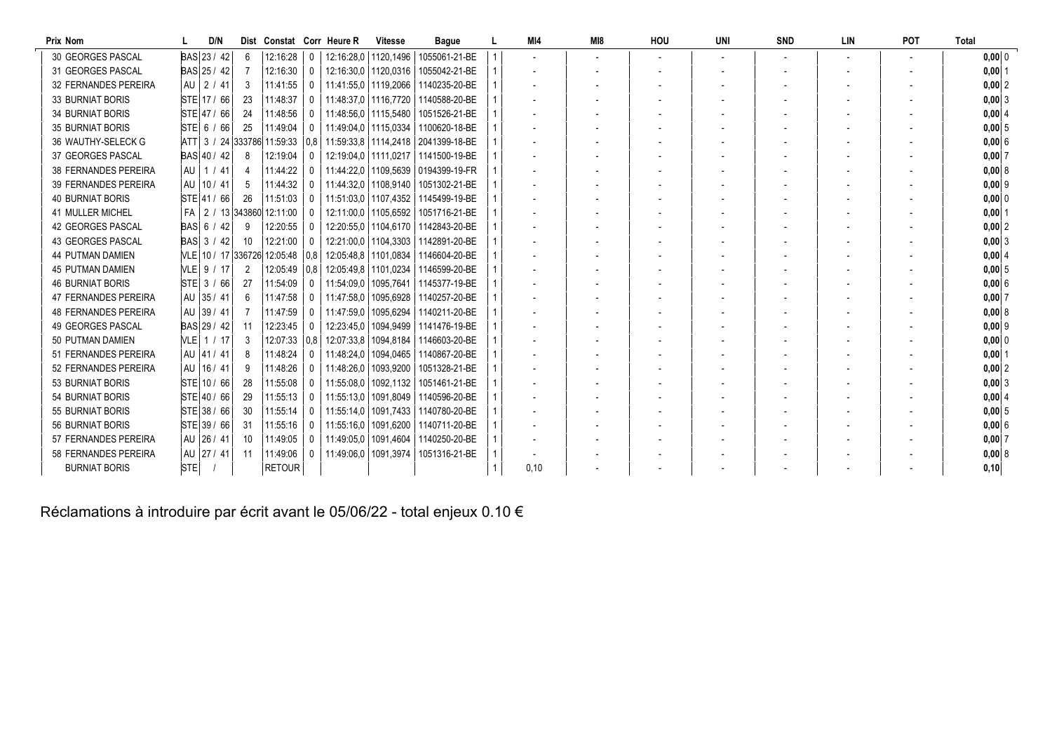| Prix Nom | L | D/N | Dist | Constat | Corr | Heure R | Vitesse | Bague | L | MI4 | MI8 | HOU | UNI | SND | LIN | POT | Total |
|---|---|---|---|---|---|---|---|---|---|---|---|---|---|---|---|---|---|
| 30 GEORGES PASCAL | BAS | 23 / 42 | 6 | 12:16:28 | 0 | 12:16:28,0 | 1120,1496 | 1055061-21-BE | 1 | - | - | - | - | - | - | - | 0,00 0 |
| 31 GEORGES PASCAL | BAS | 25 / 42 | 7 | 12:16:30 | 0 | 12:16:30,0 | 1120,0316 | 1055042-21-BE | 1 | - | - | - | - | - | - | - | 0,00 1 |
| 32 FERNANDES PEREIRA | AU | 2 / 41 | 3 | 11:41:55 | 0 | 11:41:55,0 | 1119,2066 | 1140235-20-BE | 1 | - | - | - | - | - | - | - | 0,00 2 |
| 33 BURNIAT BORIS | STE | 17 / 66 | 23 | 11:48:37 | 0 | 11:48:37,0 | 1116,7720 | 1140588-20-BE | 1 | - | - | - | - | - | - | - | 0,00 3 |
| 34 BURNIAT BORIS | STE | 47 / 66 | 24 | 11:48:56 | 0 | 11:48:56,0 | 1115,5480 | 1051526-21-BE | 1 | - | - | - | - | - | - | - | 0,00 4 |
| 35 BURNIAT BORIS | STE | 6 / 66 | 25 | 11:49:04 | 0 | 11:49:04,0 | 1115,0334 | 1100620-18-BE | 1 | - | - | - | - | - | - | - | 0,00 5 |
| 36 WAUTHY-SELECK G | ATT | 3 / 24 | 333786 | 11:59:33 | 0,8 | 11:59:33,8 | 1114,2418 | 2041399-18-BE | 1 | - | - | - | - | - | - | - | 0,00 6 |
| 37 GEORGES PASCAL | BAS | 40 / 42 | 8 | 12:19:04 | 0 | 12:19:04,0 | 1111,0217 | 1141500-19-BE | 1 | - | - | - | - | - | - | - | 0,00 7 |
| 38 FERNANDES PEREIRA | AU | 1 / 41 | 4 | 11:44:22 | 0 | 11:44:22,0 | 1109,5639 | 0194399-19-FR | 1 | - | - | - | - | - | - | - | 0,00 8 |
| 39 FERNANDES PEREIRA | AU | 10 / 41 | 5 | 11:44:32 | 0 | 11:44:32,0 | 1108,9140 | 1051302-21-BE | 1 | - | - | - | - | - | - | - | 0,00 9 |
| 40 BURNIAT BORIS | STE | 41 / 66 | 26 | 11:51:03 | 0 | 11:51:03,0 | 1107,4352 | 1145499-19-BE | 1 | - | - | - | - | - | - | - | 0,00 0 |
| 41 MULLER MICHEL | FA | 2 / 13 | 343860 | 12:11:00 | 0 | 12:11:00,0 | 1105,6592 | 1051716-21-BE | 1 | - | - | - | - | - | - | - | 0,00 1 |
| 42 GEORGES PASCAL | BAS | 6 / 42 | 9 | 12:20:55 | 0 | 12:20:55,0 | 1104,6170 | 1142843-20-BE | 1 | - | - | - | - | - | - | - | 0,00 2 |
| 43 GEORGES PASCAL | BAS | 3 / 42 | 10 | 12:21:00 | 0 | 12:21:00,0 | 1104,3303 | 1142891-20-BE | 1 | - | - | - | - | - | - | - | 0,00 3 |
| 44 PUTMAN DAMIEN | VLE | 10 / 17 | 336726 | 12:05:48 | 0,8 | 12:05:48,8 | 1101,0834 | 1146604-20-BE | 1 | - | - | - | - | - | - | - | 0,00 4 |
| 45 PUTMAN DAMIEN | VLE | 9 / 17 | 2 | 12:05:49 | 0,8 | 12:05:49,8 | 1101,0234 | 1146599-20-BE | 1 | - | - | - | - | - | - | - | 0,00 5 |
| 46 BURNIAT BORIS | STE | 3 / 66 | 27 | 11:54:09 | 0 | 11:54:09,0 | 1095,7641 | 1145377-19-BE | 1 | - | - | - | - | - | - | - | 0,00 6 |
| 47 FERNANDES PEREIRA | AU | 35 / 41 | 6 | 11:47:58 | 0 | 11:47:58,0 | 1095,6928 | 1140257-20-BE | 1 | - | - | - | - | - | - | - | 0,00 7 |
| 48 FERNANDES PEREIRA | AU | 39 / 41 | 7 | 11:47:59 | 0 | 11:47:59,0 | 1095,6294 | 1140211-20-BE | 1 | - | - | - | - | - | - | - | 0,00 8 |
| 49 GEORGES PASCAL | BAS | 29 / 42 | 11 | 12:23:45 | 0 | 12:23:45,0 | 1094,9499 | 1141476-19-BE | 1 | - | - | - | - | - | - | - | 0,00 9 |
| 50 PUTMAN DAMIEN | VLE | 1 / 17 | 3 | 12:07:33 | 0,8 | 12:07:33,8 | 1094,8184 | 1146603-20-BE | 1 | - | - | - | - | - | - | - | 0,00 0 |
| 51 FERNANDES PEREIRA | AU | 41 / 41 | 8 | 11:48:24 | 0 | 11:48:24,0 | 1094,0465 | 1140867-20-BE | 1 | - | - | - | - | - | - | - | 0,00 1 |
| 52 FERNANDES PEREIRA | AU | 16 / 41 | 9 | 11:48:26 | 0 | 11:48:26,0 | 1093,9200 | 1051328-21-BE | 1 | - | - | - | - | - | - | - | 0,00 2 |
| 53 BURNIAT BORIS | STE | 10 / 66 | 28 | 11:55:08 | 0 | 11:55:08,0 | 1092,1132 | 1051461-21-BE | 1 | - | - | - | - | - | - | - | 0,00 3 |
| 54 BURNIAT BORIS | STE | 40 / 66 | 29 | 11:55:13 | 0 | 11:55:13,0 | 1091,8049 | 1140596-20-BE | 1 | - | - | - | - | - | - | - | 0,00 4 |
| 55 BURNIAT BORIS | STE | 38 / 66 | 30 | 11:55:14 | 0 | 11:55:14,0 | 1091,7433 | 1140780-20-BE | 1 | - | - | - | - | - | - | - | 0,00 5 |
| 56 BURNIAT BORIS | STE | 39 / 66 | 31 | 11:55:16 | 0 | 11:55:16,0 | 1091,6200 | 1140711-20-BE | 1 | - | - | - | - | - | - | - | 0,00 6 |
| 57 FERNANDES PEREIRA | AU | 26 / 41 | 10 | 11:49:05 | 0 | 11:49:05,0 | 1091,4604 | 1140250-20-BE | 1 | - | - | - | - | - | - | - | 0,00 7 |
| 58 FERNANDES PEREIRA | AU | 27 / 41 | 11 | 11:49:06 | 0 | 11:49:06,0 | 1091,3974 | 1051316-21-BE | 1 | - | - | - | - | - | - | - | 0,00 8 |
| BURNIAT BORIS | STE | / | | RETOUR | | | | | 1 | 0,10 | - | - | - | - | - | - | 0,10 |

Réclamations à introduire par écrit avant le 05/06/22 - total enjeux 0.10 €